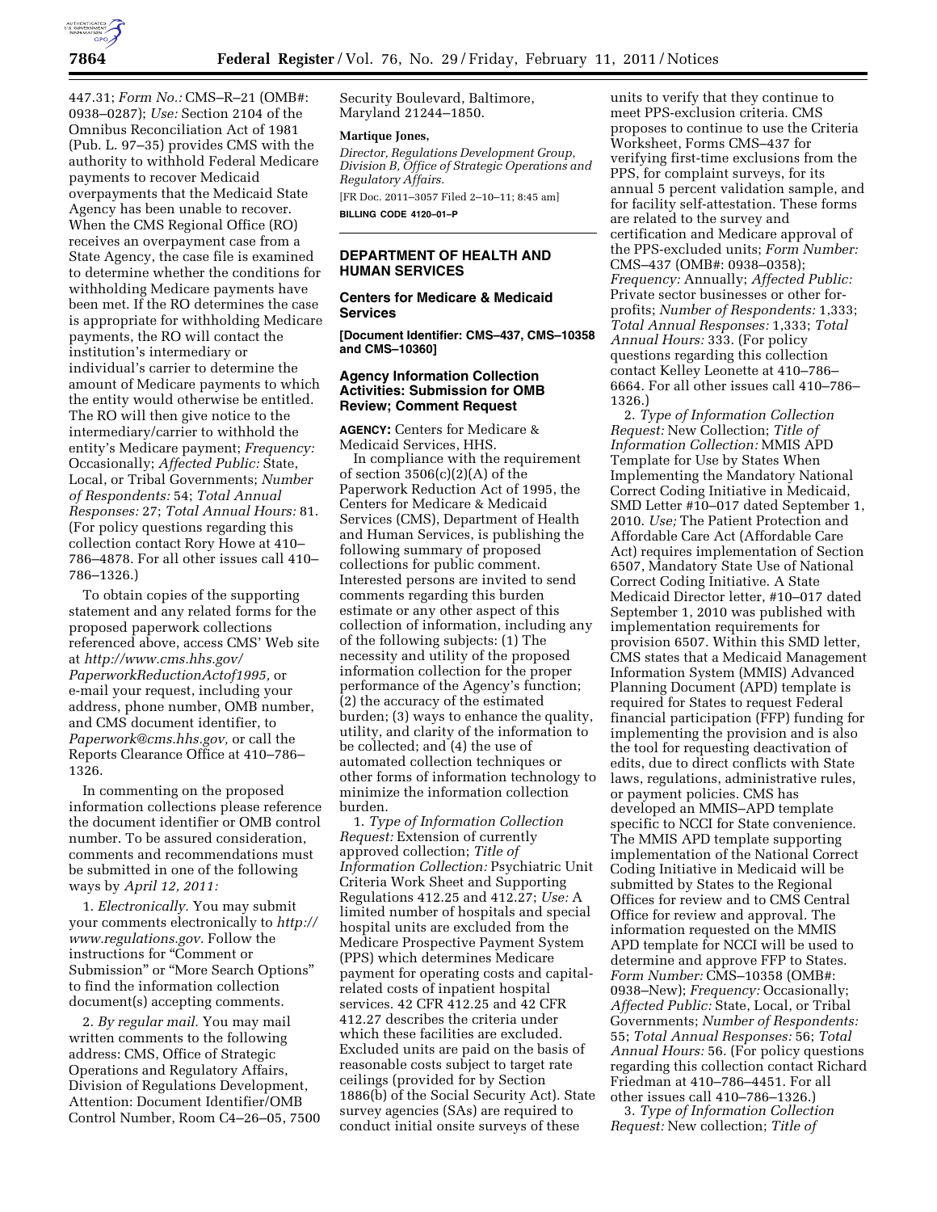447.31; *Form No.:* CMS–R–21 (OMB#: 0938–0287); *Use:* Section 2104 of the Omnibus Reconciliation Act of 1981 (Pub. L. 97–35) provides CMS with the authority to withhold Federal Medicare payments to recover Medicaid overpayments that the Medicaid State Agency has been unable to recover. When the CMS Regional Office (RO) receives an overpayment case from a State Agency, the case file is examined to determine whether the conditions for withholding Medicare payments have been met. If the RO determines the case is appropriate for withholding Medicare payments, the RO will contact the institution's intermediary or individual's carrier to determine the amount of Medicare payments to which the entity would otherwise be entitled. The RO will then give notice to the intermediary/carrier to withhold the entity's Medicare payment; *Frequency:* Occasionally; *Affected Public:* State, Local, or Tribal Governments; *Number of Respondents:* 54; *Total Annual Responses:* 27; *Total Annual Hours:* 81. (For policy questions regarding this collection contact Rory Howe at 410–786–4878. For all other issues call 410–786–1326.)

To obtain copies of the supporting statement and any related forms for the proposed paperwork collections referenced above, access CMS' Web site at *http://www.cms.hhs.gov/PaperworkReductionActof1995,* or e-mail your request, including your address, phone number, OMB number, and CMS document identifier, to *Paperwork@cms.hhs.gov,* or call the Reports Clearance Office at 410–786–1326.

In commenting on the proposed information collections please reference the document identifier or OMB control number. To be assured consideration, comments and recommendations must be submitted in one of the following ways by *April 12, 2011:*

1. *Electronically.* You may submit your comments electronically to *http://www.regulations.gov.* Follow the instructions for "Comment or Submission" or "More Search Options" to find the information collection document(s) accepting comments.

2. *By regular mail.* You may mail written comments to the following address: CMS, Office of Strategic Operations and Regulatory Affairs, Division of Regulations Development, Attention: Document Identifier/OMB Control Number, Room C4–26–05, 7500 Security Boulevard, Baltimore, Maryland 21244–1850.

**Martique Jones,**

*Director, Regulations Development Group, Division B, Office of Strategic Operations and Regulatory Affairs.*

[FR Doc. 2011–3057 Filed 2–10–11; 8:45 am]

**BILLING CODE 4120–01–P**

## DEPARTMENT OF HEALTH AND HUMAN SERVICES

### Centers for Medicare & Medicaid Services

**[Document Identifier: CMS–437, CMS–10358 and CMS–10360]**

### Agency Information Collection Activities: Submission for OMB Review; Comment Request

**AGENCY:** Centers for Medicare & Medicaid Services, HHS.

In compliance with the requirement of section 3506(c)(2)(A) of the Paperwork Reduction Act of 1995, the Centers for Medicare & Medicaid Services (CMS), Department of Health and Human Services, is publishing the following summary of proposed collections for public comment. Interested persons are invited to send comments regarding this burden estimate or any other aspect of this collection of information, including any of the following subjects: (1) The necessity and utility of the proposed information collection for the proper performance of the Agency's function; (2) the accuracy of the estimated burden; (3) ways to enhance the quality, utility, and clarity of the information to be collected; and (4) the use of automated collection techniques or other forms of information technology to minimize the information collection burden.

1. *Type of Information Collection Request:* Extension of currently approved collection; *Title of Information Collection:* Psychiatric Unit Criteria Work Sheet and Supporting Regulations 412.25 and 412.27; *Use:* A limited number of hospitals and special hospital units are excluded from the Medicare Prospective Payment System (PPS) which determines Medicare payment for operating costs and capital-related costs of inpatient hospital services. 42 CFR 412.25 and 42 CFR 412.27 describes the criteria under which these facilities are excluded. Excluded units are paid on the basis of reasonable costs subject to target rate ceilings (provided for by Section 1886(b) of the Social Security Act). State survey agencies (SAs) are required to conduct initial onsite surveys of these units to verify that they continue to meet PPS-exclusion criteria. CMS proposes to continue to use the Criteria Worksheet, Forms CMS–437 for verifying first-time exclusions from the PPS, for complaint surveys, for its annual 5 percent validation sample, and for facility self-attestation. These forms are related to the survey and certification and Medicare approval of the PPS-excluded units; *Form Number:* CMS–437 (OMB#: 0938–0358); *Frequency:* Annually; *Affected Public:* Private sector businesses or other for-profits; *Number of Respondents:* 1,333; *Total Annual Responses:* 1,333; *Total Annual Hours:* 333. (For policy questions regarding this collection contact Kelley Leonette at 410–786–6664. For all other issues call 410–786–1326.)

2. *Type of Information Collection Request:* New Collection; *Title of Information Collection:* MMIS APD Template for Use by States When Implementing the Mandatory National Correct Coding Initiative in Medicaid, SMD Letter #10–017 dated September 1, 2010. *Use;* The Patient Protection and Affordable Care Act (Affordable Care Act) requires implementation of Section 6507, Mandatory State Use of National Correct Coding Initiative. A State Medicaid Director letter, #10–017 dated September 1, 2010 was published with implementation requirements for provision 6507. Within this SMD letter, CMS states that a Medicaid Management Information System (MMIS) Advanced Planning Document (APD) template is required for States to request Federal financial participation (FFP) funding for implementing the provision and is also the tool for requesting deactivation of edits, due to direct conflicts with State laws, regulations, administrative rules, or payment policies. CMS has developed an MMIS–APD template specific to NCCI for State convenience. The MMIS APD template supporting implementation of the National Correct Coding Initiative in Medicaid will be submitted by States to the Regional Offices for review and to CMS Central Office for review and approval. The information requested on the MMIS APD template for NCCI will be used to determine and approve FFP to States. *Form Number:* CMS–10358 (OMB#: 0938–New); *Frequency:* Occasionally; *Affected Public:* State, Local, or Tribal Governments; *Number of Respondents:* 55; *Total Annual Responses:* 56; *Total Annual Hours:* 56. (For policy questions regarding this collection contact Richard Friedman at 410–786–4451. For all other issues call 410–786–1326.)

3. *Type of Information Collection Request:* New collection; *Title of*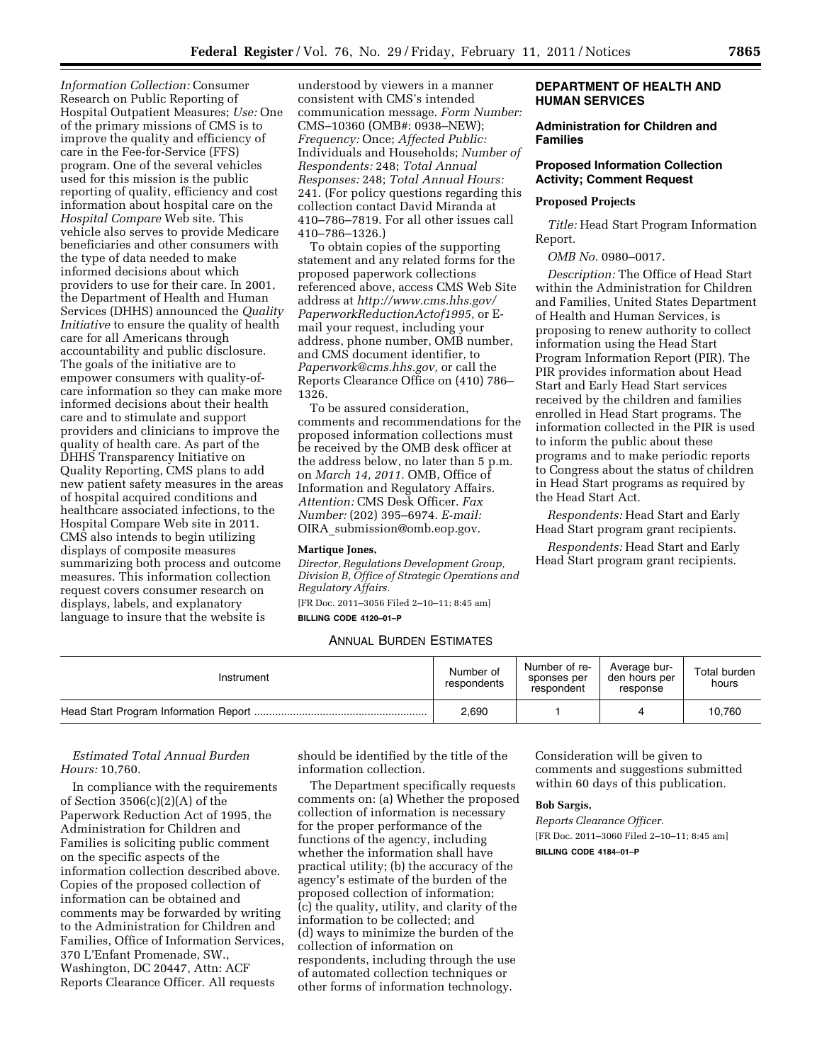*Information Collection:* Consumer Research on Public Reporting of Hospital Outpatient Measures; *Use:* One of the primary missions of CMS is to improve the quality and efficiency of care in the Fee-for-Service (FFS) program. One of the several vehicles used for this mission is the public reporting of quality, efficiency and cost information about hospital care on the *Hospital Compare* Web site. This vehicle also serves to provide Medicare beneficiaries and other consumers with the type of data needed to make informed decisions about which providers to use for their care. In 2001, the Department of Health and Human Services (DHHS) announced the *Quality Initiative* to ensure the quality of health care for all Americans through accountability and public disclosure. The goals of the initiative are to empower consumers with quality-of-care information so they can make more informed decisions about their health care and to stimulate and support providers and clinicians to improve the quality of health care. As part of the DHHS Transparency Initiative on Quality Reporting, CMS plans to add new patient safety measures in the areas of hospital acquired conditions and healthcare associated infections, to the Hospital Compare Web site in 2011. CMS also intends to begin utilizing displays of composite measures summarizing both process and outcome measures. This information collection request covers consumer research on displays, labels, and explanatory language to insure that the website is understood by viewers in a manner consistent with CMS's intended communication message. *Form Number:* CMS–10360 (OMB#: 0938–NEW); *Frequency:* Once; *Affected Public:* Individuals and Households; *Number of Respondents:* 248; *Total Annual Responses:* 248; *Total Annual Hours:* 241. (For policy questions regarding this collection contact David Miranda at 410–786–7819. For all other issues call 410–786–1326.)

To obtain copies of the supporting statement and any related forms for the proposed paperwork collections referenced above, access CMS Web Site address at *http://www.cms.hhs.gov/PaperworkReductionActof1995,* or E-mail your request, including your address, phone number, OMB number, and CMS document identifier, to *Paperwork@cms.hhs.gov,* or call the Reports Clearance Office on (410) 786–1326.

To be assured consideration, comments and recommendations for the proposed information collections must be received by the OMB desk officer at the address below, no later than 5 p.m. on *March 14, 2011.* OMB, Office of Information and Regulatory Affairs. *Attention:* CMS Desk Officer. *Fax Number:* (202) 395–6974. *E-mail:* OIRA_submission@omb.eop.gov.

**Martique Jones,**

*Director, Regulations Development Group, Division B, Office of Strategic Operations and Regulatory Affairs.*

[FR Doc. 2011–3056 Filed 2–10–11; 8:45 am]

**BILLING CODE 4120–01–P**

## DEPARTMENT OF HEALTH AND HUMAN SERVICES

### Administration for Children and Families

### Proposed Information Collection Activity; Comment Request

**Proposed Projects**

*Title:* Head Start Program Information Report.

*OMB No.* 0980–0017.

*Description:* The Office of Head Start within the Administration for Children and Families, United States Department of Health and Human Services, is proposing to renew authority to collect information using the Head Start Program Information Report (PIR). The PIR provides information about Head Start and Early Head Start services received by the children and families enrolled in Head Start programs. The information collected in the PIR is used to inform the public about these programs and to make periodic reports to Congress about the status of children in Head Start programs as required by the Head Start Act.

*Respondents:* Head Start and Early Head Start program grant recipients.

*Respondents:* Head Start and Early Head Start program grant recipients.

ANNUAL BURDEN ESTIMATES

| Instrument | Number of respondents | Number of responses per respondent | Average burden hours per response | Total burden hours |
|---|---|---|---|---|
| Head Start Program Information Report | 2,690 | 1 | 4 | 10,760 |

*Estimated Total Annual Burden Hours:* 10,760.

In compliance with the requirements of Section 3506(c)(2)(A) of the Paperwork Reduction Act of 1995, the Administration for Children and Families is soliciting public comment on the specific aspects of the information collection described above. Copies of the proposed collection of information can be obtained and comments may be forwarded by writing to the Administration for Children and Families, Office of Information Services, 370 L'Enfant Promenade, SW., Washington, DC 20447, Attn: ACF Reports Clearance Officer. All requests should be identified by the title of the information collection.

The Department specifically requests comments on: (a) Whether the proposed collection of information is necessary for the proper performance of the functions of the agency, including whether the information shall have practical utility; (b) the accuracy of the agency's estimate of the burden of the proposed collection of information; (c) the quality, utility, and clarity of the information to be collected; and (d) ways to minimize the burden of the collection of information on respondents, including through the use of automated collection techniques or other forms of information technology. Consideration will be given to comments and suggestions submitted within 60 days of this publication.

**Bob Sargis,**

*Reports Clearance Officer.*

[FR Doc. 2011–3060 Filed 2–10–11; 8:45 am]

**BILLING CODE 4184–01–P**